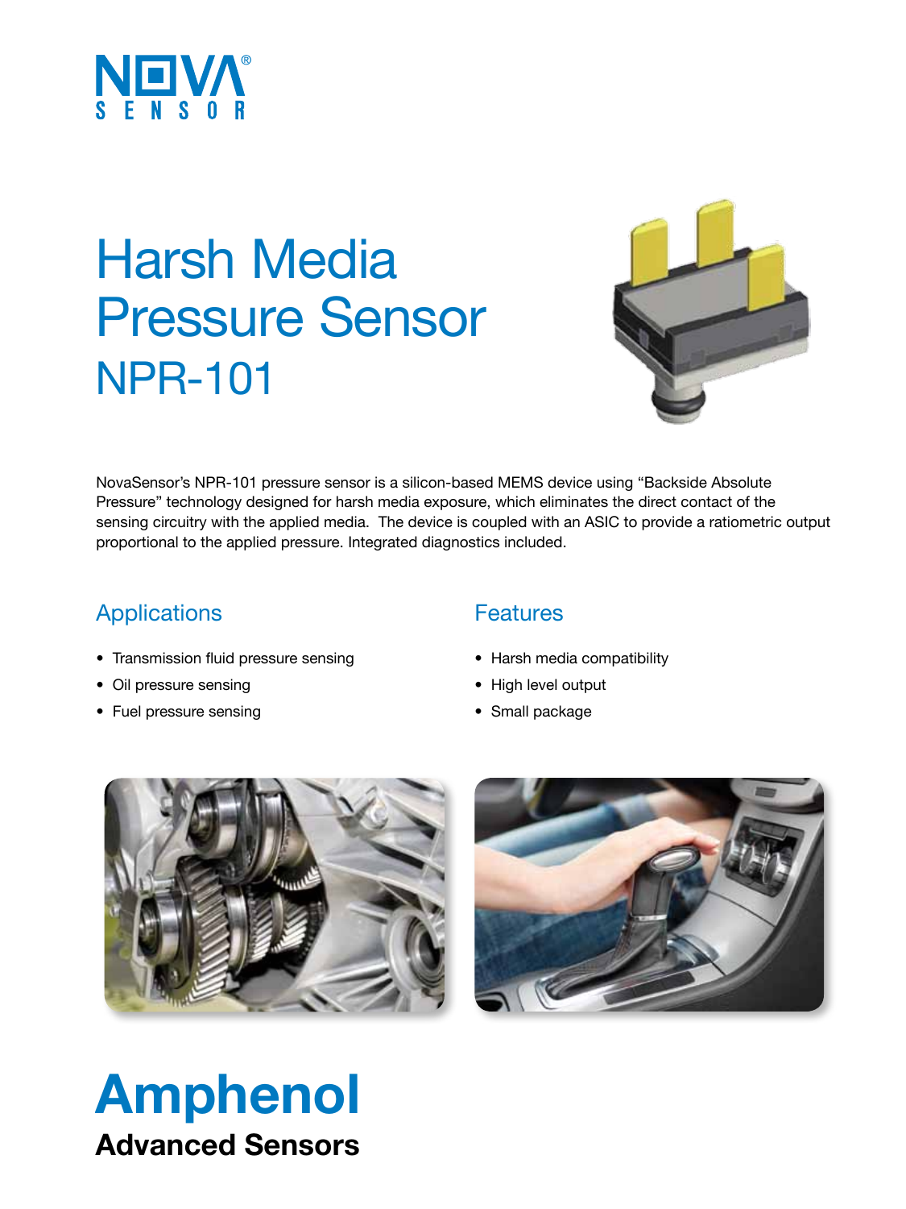NOVA® SENSOR

# Harsh Media Pressure Sensor

## NPR-101

NovaSensor's NPR-101 pressure sensor is a silicon-based MEMS device using "Backside Absolute Pressure" technology designed for harsh media exposure, which eliminates the direct contact of the sensing circuitry with the applied media. The device is coupled with an ASIC to provide a ratiometric output proportional to the applied pressure. Integrated diagnostics included.

## Applications

- Transmission fluid pressure sensing
- Oil pressure sensing
- Fuel pressure sensing

## Features

- Harsh media compatibility
- High level output
- Small package

**Amphenol**

**Advanced Sensors**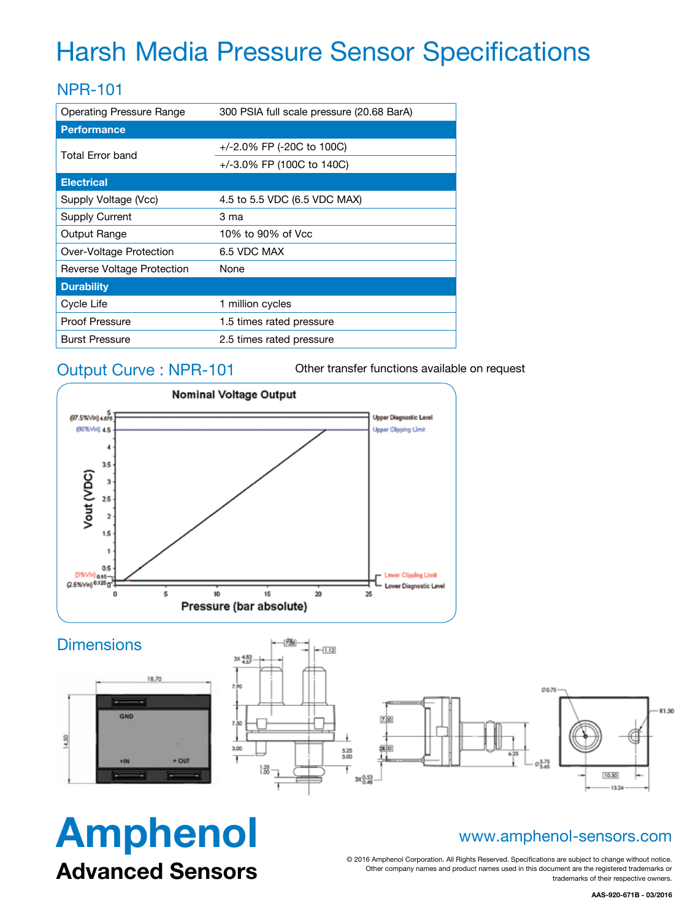# Harsh Media Pressure Sensor Specifications

## NPR-101

| | |
|---|---|
| Operating Pressure Range | 300 PSIA full scale pressure (20.68 BarA) |
| **Performance** | |
| Total Error band | +/-2.0% FP (-20C to 100C) |
| | +/-3.0% FP (100C to 140C) |
| **Electrical** | |
| Supply Voltage (Vcc) | 4.5 to 5.5 VDC (6.5 VDC MAX) |
| Supply Current | 3 ma |
| Output Range | 10% to 90% of Vcc |
| Over-Voltage Protection | 6.5 VDC MAX |
| Reverse Voltage Protection | None |
| **Durability** | |
| Cycle Life | 1 million cycles |
| Proof Pressure | 1.5 times rated pressure |
| Burst Pressure | 2.5 times rated pressure |

## Output Curve : NPR-101

Other transfer functions available on request

Nominal Voltage Output

Vout (VDC)

(97.5%Vin) 4.875

(90%Vin) 4.5

(3%Vin) 0.15

(2.5%Vin) 0.125

0 0.5 1 1.5 2 2.5 3 3.5 4 4.5 5

Upper Diagnostic Level

Upper Clipping Limit

Lower Clipping Limit

Lower Diagnostic Level

0 5 10 15 20 25

Pressure (bar absolute)

## Dimensions

18.70

14.50

GND

+IN

+ OUT

7.90

7.50

3.00

3x 4.83 / 4.67

7.26

1.12

5.25 / 5.00

1.25 / 1.00

3x 0.53 / 0.48

7.00

23.00

6.25

⌀ 5.75 / 5.65

⌀0.75

R1.50

10.50

13.24

# Amphenol
## Advanced Sensors

www.amphenol-sensors.com

© 2016 Amphenol Corporation. All Rights Reserved. Specifications are subject to change without notice. Other company names and product names used in this document are the registered trademarks or trademarks of their respective owners.

AAS-920-671B - 03/2016